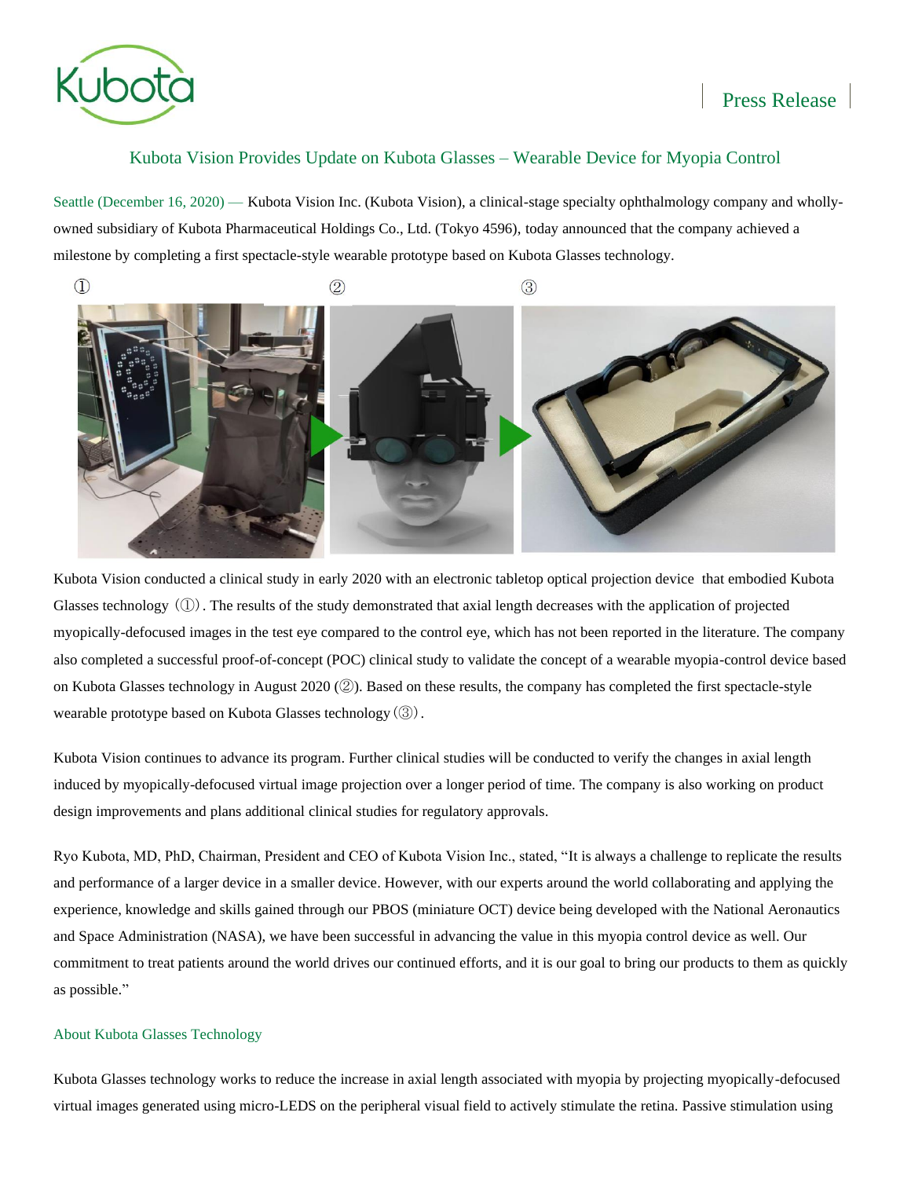Press Release

## Kubota Vision Provides Update on Kubota Glasses – Wearable Device for Myopia Control

Seattle (December 16, 2020) — Kubota Vision Inc. (Kubota Vision), a clinical-stage specialty ophthalmology company and wholly-owned subsidiary of Kubota Pharmaceutical Holdings Co., Ltd. (Tokyo 4596), today announced that the company achieved a milestone by completing a first spectacle-style wearable prototype based on Kubota Glasses technology.

① ② ③

Kubota Vision conducted a clinical study in early 2020 with an electronic tabletop optical projection device that embodied Kubota Glasses technology（①）. The results of the study demonstrated that axial length decreases with the application of projected myopically-defocused images in the test eye compared to the control eye, which has not been reported in the literature. The company also completed a successful proof-of-concept (POC) clinical study to validate the concept of a wearable myopia-control device based on Kubota Glasses technology in August 2020 (②). Based on these results, the company has completed the first spectacle-style wearable prototype based on Kubota Glasses technology（③）.

Kubota Vision continues to advance its program. Further clinical studies will be conducted to verify the changes in axial length induced by myopically-defocused virtual image projection over a longer period of time. The company is also working on product design improvements and plans additional clinical studies for regulatory approvals.

Ryo Kubota, MD, PhD, Chairman, President and CEO of Kubota Vision Inc., stated, “It is always a challenge to replicate the results and performance of a larger device in a smaller device. However, with our experts around the world collaborating and applying the experience, knowledge and skills gained through our PBOS (miniature OCT) device being developed with the National Aeronautics and Space Administration (NASA), we have been successful in advancing the value in this myopia control device as well. Our commitment to treat patients around the world drives our continued efforts, and it is our goal to bring our products to them as quickly as possible.”

### About Kubota Glasses Technology

Kubota Glasses technology works to reduce the increase in axial length associated with myopia by projecting myopically-defocused virtual images generated using micro-LEDS on the peripheral visual field to actively stimulate the retina. Passive stimulation using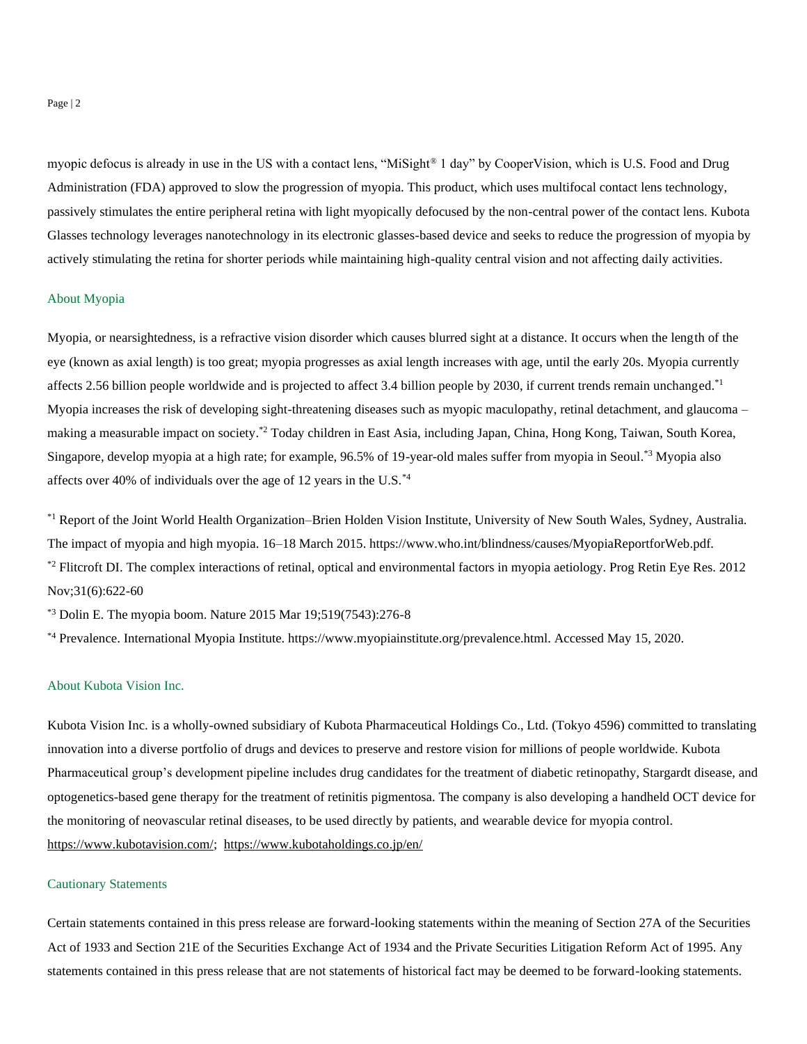myopic defocus is already in use in the US with a contact lens, "MiSight® 1 day" by CooperVision, which is U.S. Food and Drug Administration (FDA) approved to slow the progression of myopia. This product, which uses multifocal contact lens technology, passively stimulates the entire peripheral retina with light myopically defocused by the non-central power of the contact lens. Kubota Glasses technology leverages nanotechnology in its electronic glasses-based device and seeks to reduce the progression of myopia by actively stimulating the retina for shorter periods while maintaining high-quality central vision and not affecting daily activities.

## About Myopia

Myopia, or nearsightedness, is a refractive vision disorder which causes blurred sight at a distance. It occurs when the length of the eye (known as axial length) is too great; myopia progresses as axial length increases with age, until the early 20s. Myopia currently affects 2.56 billion people worldwide and is projected to affect 3.4 billion people by 2030, if current trends remain unchanged.[*1] Myopia increases the risk of developing sight-threatening diseases such as myopic maculopathy, retinal detachment, and glaucoma – making a measurable impact on society.[*2] Today children in East Asia, including Japan, China, Hong Kong, Taiwan, South Korea, Singapore, develop myopia at a high rate; for example, 96.5% of 19-year-old males suffer from myopia in Seoul.[*3] Myopia also affects over 40% of individuals over the age of 12 years in the U.S.[*4]

[*1] Report of the Joint World Health Organization–Brien Holden Vision Institute, University of New South Wales, Sydney, Australia. The impact of myopia and high myopia. 16–18 March 2015. https://www.who.int/blindness/causes/MyopiaReportforWeb.pdf.
[*2] Flitcroft DI. The complex interactions of retinal, optical and environmental factors in myopia aetiology. Prog Retin Eye Res. 2012 Nov;31(6):622-60
[*3] Dolin E. The myopia boom. Nature 2015 Mar 19;519(7543):276-8
[*4] Prevalence. International Myopia Institute. https://www.myopiainstitute.org/prevalence.html. Accessed May 15, 2020.

## About Kubota Vision Inc.

Kubota Vision Inc. is a wholly-owned subsidiary of Kubota Pharmaceutical Holdings Co., Ltd. (Tokyo 4596) committed to translating innovation into a diverse portfolio of drugs and devices to preserve and restore vision for millions of people worldwide. Kubota Pharmaceutical group's development pipeline includes drug candidates for the treatment of diabetic retinopathy, Stargardt disease, and optogenetics-based gene therapy for the treatment of retinitis pigmentosa. The company is also developing a handheld OCT device for the monitoring of neovascular retinal diseases, to be used directly by patients, and wearable device for myopia control. https://www.kubotavision.com/; https://www.kubotaholdings.co.jp/en/

## Cautionary Statements

Certain statements contained in this press release are forward-looking statements within the meaning of Section 27A of the Securities Act of 1933 and Section 21E of the Securities Exchange Act of 1934 and the Private Securities Litigation Reform Act of 1995. Any statements contained in this press release that are not statements of historical fact may be deemed to be forward-looking statements.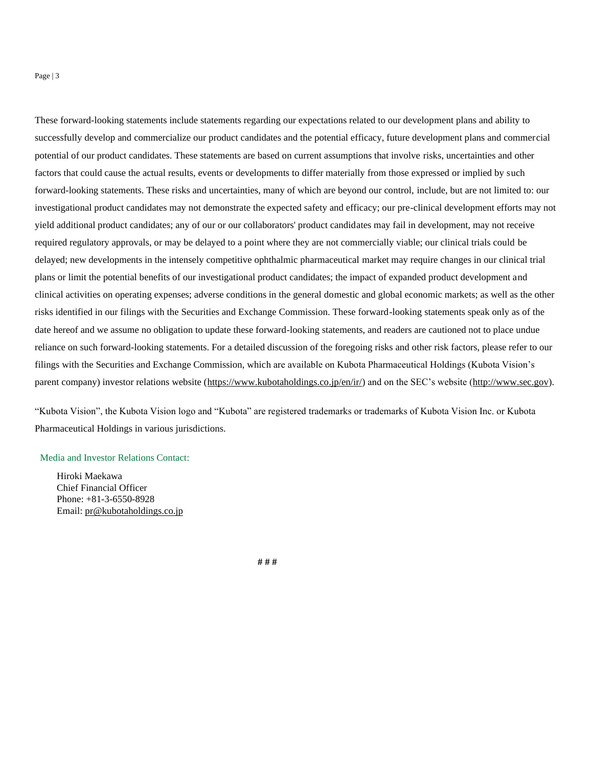These forward-looking statements include statements regarding our expectations related to our development plans and ability to successfully develop and commercialize our product candidates and the potential efficacy, future development plans and commercial potential of our product candidates. These statements are based on current assumptions that involve risks, uncertainties and other factors that could cause the actual results, events or developments to differ materially from those expressed or implied by such forward-looking statements. These risks and uncertainties, many of which are beyond our control, include, but are not limited to: our investigational product candidates may not demonstrate the expected safety and efficacy; our pre-clinical development efforts may not yield additional product candidates; any of our or our collaborators' product candidates may fail in development, may not receive required regulatory approvals, or may be delayed to a point where they are not commercially viable; our clinical trials could be delayed; new developments in the intensely competitive ophthalmic pharmaceutical market may require changes in our clinical trial plans or limit the potential benefits of our investigational product candidates; the impact of expanded product development and clinical activities on operating expenses; adverse conditions in the general domestic and global economic markets; as well as the other risks identified in our filings with the Securities and Exchange Commission. These forward-looking statements speak only as of the date hereof and we assume no obligation to update these forward-looking statements, and readers are cautioned not to place undue reliance on such forward-looking statements. For a detailed discussion of the foregoing risks and other risk factors, please refer to our filings with the Securities and Exchange Commission, which are available on Kubota Pharmaceutical Holdings (Kubota Vision's parent company) investor relations website (https://www.kubotaholdings.co.jp/en/ir/) and on the SEC's website (http://www.sec.gov).

"Kubota Vision", the Kubota Vision logo and "Kubota" are registered trademarks or trademarks of Kubota Vision Inc. or Kubota Pharmaceutical Holdings in various jurisdictions.

Media and Investor Relations Contact:

Hiroki Maekawa
Chief Financial Officer
Phone: +81-3-6550-8928
Email: pr@kubotaholdings.co.jp

# # #